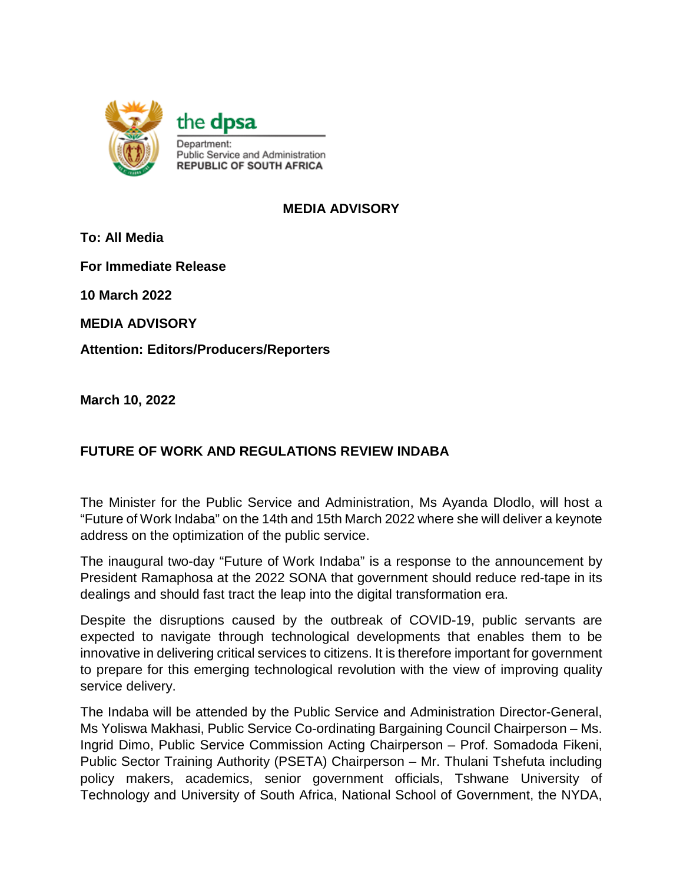the dpsa

Department:
Public Service and Administration
REPUBLIC OF SOUTH AFRICA

**MEDIA ADVISORY**

**To: All Media**

**For Immediate Release**

**10 March 2022**

**MEDIA ADVISORY**

**Attention: Editors/Producers/Reporters**

**March 10, 2022**

**FUTURE OF WORK AND REGULATIONS REVIEW INDABA**

The Minister for the Public Service and Administration, Ms Ayanda Dlodlo, will host a "Future of Work Indaba" on the 14th and 15th March 2022 where she will deliver a keynote address on the optimization of the public service.

The inaugural two-day "Future of Work Indaba" is a response to the announcement by President Ramaphosa at the 2022 SONA that government should reduce red-tape in its dealings and should fast tract the leap into the digital transformation era.

Despite the disruptions caused by the outbreak of COVID-19, public servants are expected to navigate through technological developments that enables them to be innovative in delivering critical services to citizens. It is therefore important for government to prepare for this emerging technological revolution with the view of improving quality service delivery.

The Indaba will be attended by the Public Service and Administration Director-General, Ms Yoliswa Makhasi, Public Service Co-ordinating Bargaining Council Chairperson – Ms. Ingrid Dimo, Public Service Commission Acting Chairperson – Prof. Somadoda Fikeni, Public Sector Training Authority (PSETA) Chairperson – Mr. Thulani Tshefuta including policy makers, academics, senior government officials, Tshwane University of Technology and University of South Africa, National School of Government, the NYDA,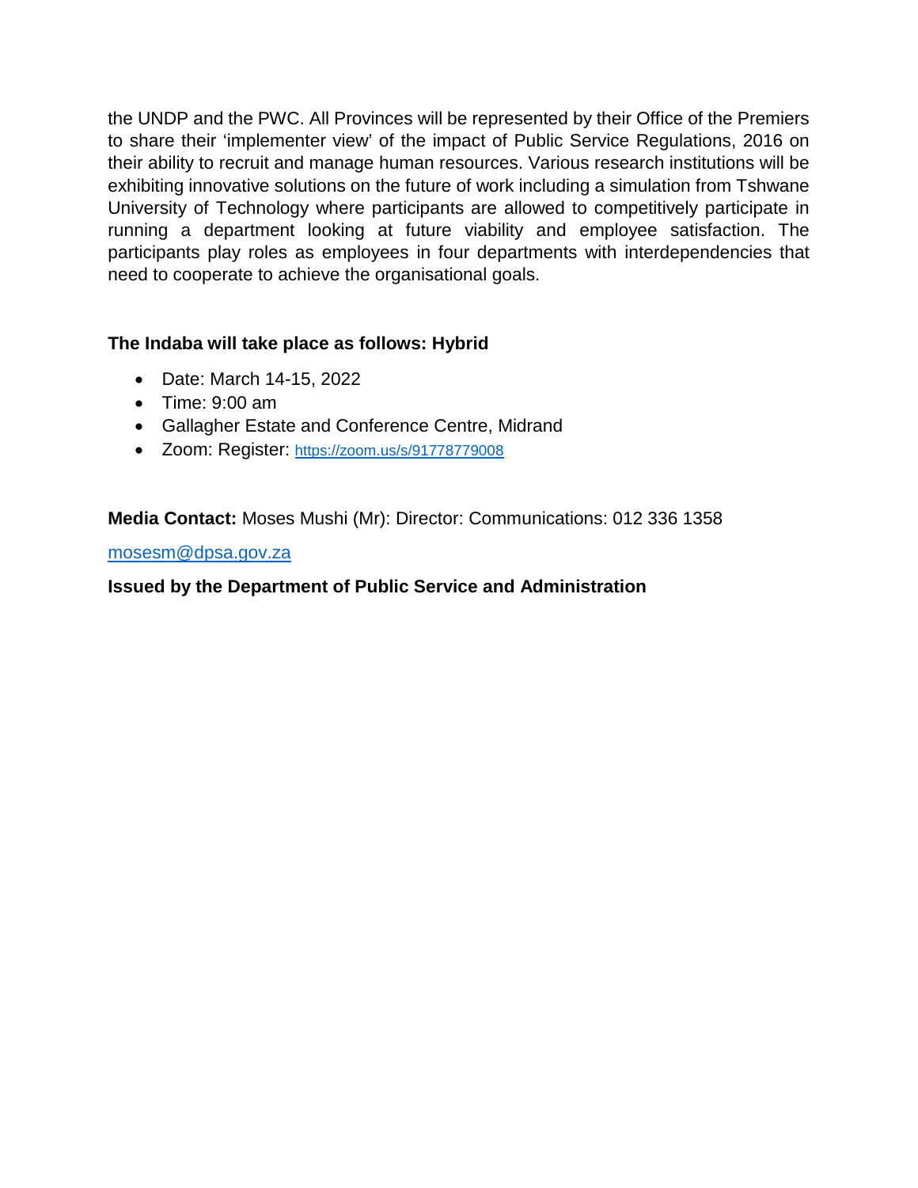the UNDP and the PWC. All Provinces will be represented by their Office of the Premiers to share their 'implementer view' of the impact of Public Service Regulations, 2016 on their ability to recruit and manage human resources. Various research institutions will be exhibiting innovative solutions on the future of work including a simulation from Tshwane University of Technology where participants are allowed to competitively participate in running a department looking at future viability and employee satisfaction. The participants play roles as employees in four departments with interdependencies that need to cooperate to achieve the organisational goals.

**The Indaba will take place as follows: Hybrid**

- Date: March 14-15, 2022
- Time: 9:00 am
- Gallagher Estate and Conference Centre, Midrand
- Zoom: Register: https://zoom.us/s/91778779008

**Media Contact:** Moses Mushi (Mr): Director: Communications: 012 336 1358

mosesm@dpsa.gov.za

**Issued by the Department of Public Service and Administration**